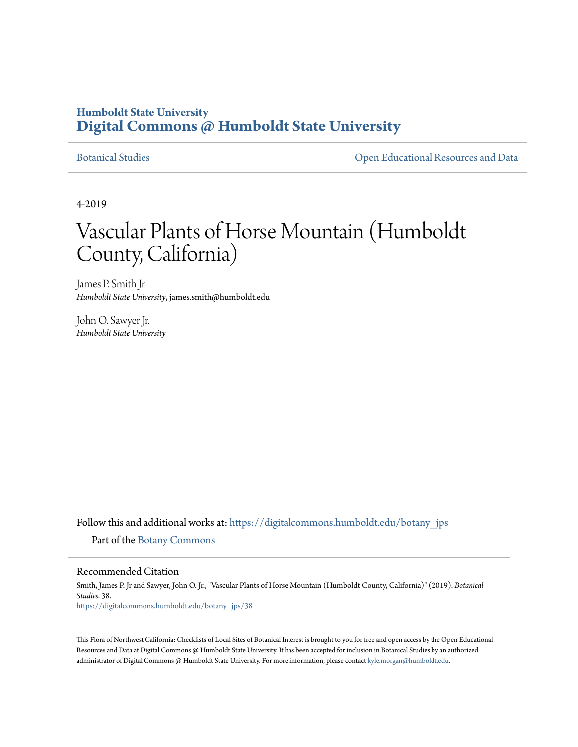**Humboldt State University**
## Digital Commons @ Humboldt State University

Botanical Studies | Open Educational Resources and Data

4-2019

# Vascular Plants of Horse Mountain (Humboldt County, California)

James P. Smith Jr
*Humboldt State University*, james.smith@humboldt.edu

John O. Sawyer Jr.
*Humboldt State University*

Follow this and additional works at: https://digitalcommons.humboldt.edu/botany_jps

Part of the Botany Commons

### Recommended Citation

Smith, James P. Jr and Sawyer, John O. Jr., "Vascular Plants of Horse Mountain (Humboldt County, California)" (2019). *Botanical Studies*. 38.
https://digitalcommons.humboldt.edu/botany_jps/38

This Flora of Northwest California: Checklists of Local Sites of Botanical Interest is brought to you for free and open access by the Open Educational Resources and Data at Digital Commons @ Humboldt State University. It has been accepted for inclusion in Botanical Studies by an authorized administrator of Digital Commons @ Humboldt State University. For more information, please contact kyle.morgan@humboldt.edu.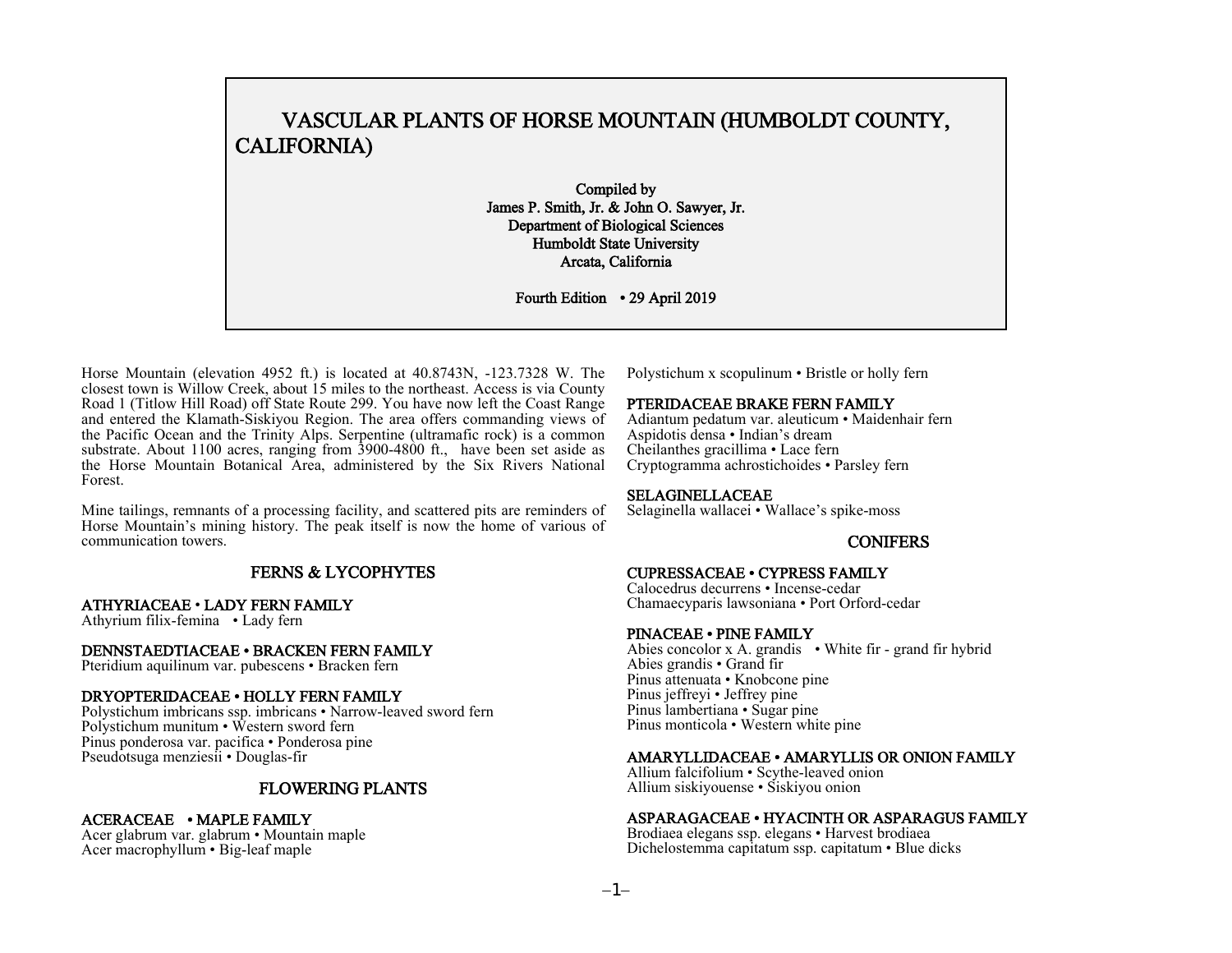# VASCULAR PLANTS OF HORSE MOUNTAIN (HUMBOLDT COUNTY, CALIFORNIA)

Compiled by
James P. Smith, Jr. & John O. Sawyer, Jr.
Department of Biological Sciences
Humboldt State University
Arcata, California

Fourth Edition • 29 April 2019

Horse Mountain (elevation 4952 ft.) is located at 40.8743N, -123.7328 W. The closest town is Willow Creek, about 15 miles to the northeast. Access is via County Road 1 (Titlow Hill Road) off State Route 299. You have now left the Coast Range and entered the Klamath-Siskiyou Region. The area offers commanding views of the Pacific Ocean and the Trinity Alps. Serpentine (ultramafic rock) is a common substrate. About 1100 acres, ranging from 3900-4800 ft., have been set aside as the Horse Mountain Botanical Area, administered by the Six Rivers National Forest.

Mine tailings, remnants of a processing facility, and scattered pits are reminders of Horse Mountain's mining history. The peak itself is now the home of various of communication towers.

## FERNS & LYCOPHYTES

### ATHYRIACEAE • LADY FERN FAMILY
Athyrium filix-femina • Lady fern

### DENNSTAEDTIACEAE • BRACKEN FERN FAMILY
Pteridium aquilinum var. pubescens • Bracken fern

### DRYOPTERIDACEAE • HOLLY FERN FAMILY
Polystichum imbricans ssp. imbricans • Narrow-leaved sword fern
Polystichum munitum • Western sword fern
Pinus ponderosa var. pacifica • Ponderosa pine
Pseudotsuga menziesii • Douglas-fir

## FLOWERING PLANTS

### ACERACEAE • MAPLE FAMILY
Acer glabrum var. glabrum • Mountain maple
Acer macrophyllum • Big-leaf maple

Polystichum x scopulinum • Bristle or holly fern

### PTERIDACEAE BRAKE FERN FAMILY
Adiantum pedatum var. aleuticum • Maidenhair fern
Aspidotis densa • Indian's dream
Cheilanthes gracillima • Lace fern
Cryptogramma achrostichoides • Parsley fern

### SELAGINELLACEAE
Selaginella wallacei • Wallace's spike-moss

## CONIFERS

### CUPRESSACEAE • CYPRESS FAMILY
Calocedrus decurrens • Incense-cedar
Chamaecyparis lawsoniana • Port Orford-cedar

### PINACEAE • PINE FAMILY
Abies concolor x A. grandis • White fir - grand fir hybrid
Abies grandis • Grand fir
Pinus attenuata • Knobcone pine
Pinus jeffreyi • Jeffrey pine
Pinus lambertiana • Sugar pine
Pinus monticola • Western white pine

### AMARYLLIDACEAE • AMARYLLIS OR ONION FAMILY
Allium falcifolium • Scythe-leaved onion
Allium siskiyouense • Siskiyou onion

### ASPARAGACEAE • HYACINTH OR ASPARAGUS FAMILY
Brodiaea elegans ssp. elegans • Harvest brodiaea
Dichelostemma capitatum ssp. capitatum • Blue dicks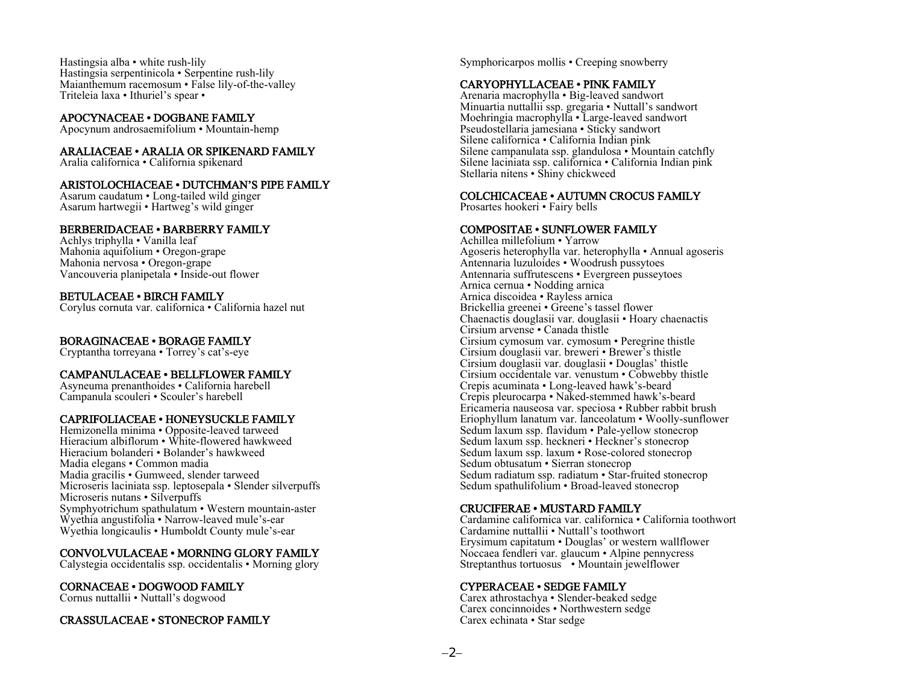Hastingsia alba • white rush-lily
Hastingsia serpentinicola • Serpentine rush-lily
Maianthemum racemosum • False lily-of-the-valley
Triteleia laxa • Ithuriel's spear •

## APOCYNACEAE • DOGBANE FAMILY

Apocynum androsaemifolium • Mountain-hemp

## ARALIACEAE • ARALIA OR SPIKENARD FAMILY

Aralia californica • California spikenard

## ARISTOLOCHIACEAE • DUTCHMAN'S PIPE FAMILY

Asarum caudatum • Long-tailed wild ginger
Asarum hartwegii • Hartweg's wild ginger

## BERBERIDACEAE • BARBERRY FAMILY

Achlys triphylla • Vanilla leaf
Mahonia aquifolium • Oregon-grape
Mahonia nervosa • Oregon-grape
Vancouveria planipetala • Inside-out flower

## BETULACEAE • BIRCH FAMILY

Corylus cornuta var. californica • California hazel nut

## BORAGINACEAE • BORAGE FAMILY

Cryptantha torreyana • Torrey's cat's-eye

## CAMPANULACEAE • BELLFLOWER FAMILY

Asyneuma prenanthoides • California harebell
Campanula scouleri • Scouler's harebell

## CAPRIFOLIACEAE • HONEYSUCKLE FAMILY

Hemizonella minima • Opposite-leaved tarweed
Hieracium albiflorum • White-flowered hawkweed
Hieracium bolanderi • Bolander's hawkweed
Madia elegans • Common madia
Madia gracilis • Gumweed, slender tarweed
Microseris laciniata ssp. leptosepala • Slender silverpuffs
Microseris nutans • Silverpuffs
Symphyotrichum spathulatum • Western mountain-aster
Wyethia angustifolia • Narrow-leaved mule's-ear
Wyethia longicaulis • Humboldt County mule's-ear

## CONVOLVULACEAE • MORNING GLORY FAMILY

Calystegia occidentalis ssp. occidentalis • Morning glory

## CORNACEAE • DOGWOOD FAMILY

Cornus nuttallii • Nuttall's dogwood

## CRASSULACEAE • STONECROP FAMILY

Symphoricarpos mollis • Creeping snowberry

## CARYOPHYLLACEAE • PINK FAMILY

Arenaria macrophylla • Big-leaved sandwort
Minuartia nuttallii ssp. gregaria • Nuttall's sandwort
Moehringia macrophylla • Large-leaved sandwort
Pseudostellaria jamesiana • Sticky sandwort
Silene californica • California Indian pink
Silene campanulata ssp. glandulosa • Mountain catchfly
Silene laciniata ssp. californica • California Indian pink
Stellaria nitens • Shiny chickweed

## COLCHICACEAE • AUTUMN CROCUS FAMILY

Prosartes hookeri • Fairy bells

## COMPOSITAE • SUNFLOWER FAMILY

Achillea millefolium • Yarrow
Agoseris heterophylla var. heterophylla • Annual agoseris
Antennaria luzuloides • Woodrush pussytoes
Antennaria suffrutescens • Evergreen pusseytoes
Arnica cernua • Nodding arnica
Arnica discoidea • Rayless arnica
Brickellia greenei • Greene's tassel flower
Chaenactis douglasii var. douglasii • Hoary chaenactis
Cirsium arvense • Canada thistle
Cirsium cymosum var. cymosum • Peregrine thistle
Cirsium douglasii var. breweri • Brewer's thistle
Cirsium douglasii var. douglasii • Douglas' thistle
Cirsium occidentale var. venustum • Cobwebby thistle
Crepis acuminata • Long-leaved hawk's-beard
Crepis pleurocarpa • Naked-stemmed hawk's-beard
Ericameria nauseosa var. speciosa • Rubber rabbit brush
Eriophyllum lanatum var. lanceolatum • Woolly-sunflower
Sedum laxum ssp. flavidum • Pale-yellow stonecrop
Sedum laxum ssp. heckneri • Heckner's stonecrop
Sedum laxum ssp. laxum • Rose-colored stonecrop
Sedum obtusatum • Sierran stonecrop
Sedum radiatum ssp. radiatum • Star-fruited stonecrop
Sedum spathulifolium • Broad-leaved stonecrop

## CRUCIFERAE • MUSTARD FAMILY

Cardamine californica var. californica • California toothwort
Cardamine nuttallii • Nuttall's toothwort
Erysimum capitatum • Douglas' or western wallflower
Noccaea fendleri var. glaucum • Alpine pennycress
Streptanthus tortuosus • Mountain jewelflower

## CYPERACEAE • SEDGE FAMILY

Carex athrostachya • Slender-beaked sedge
Carex concinnoides • Northwestern sedge
Carex echinata • Star sedge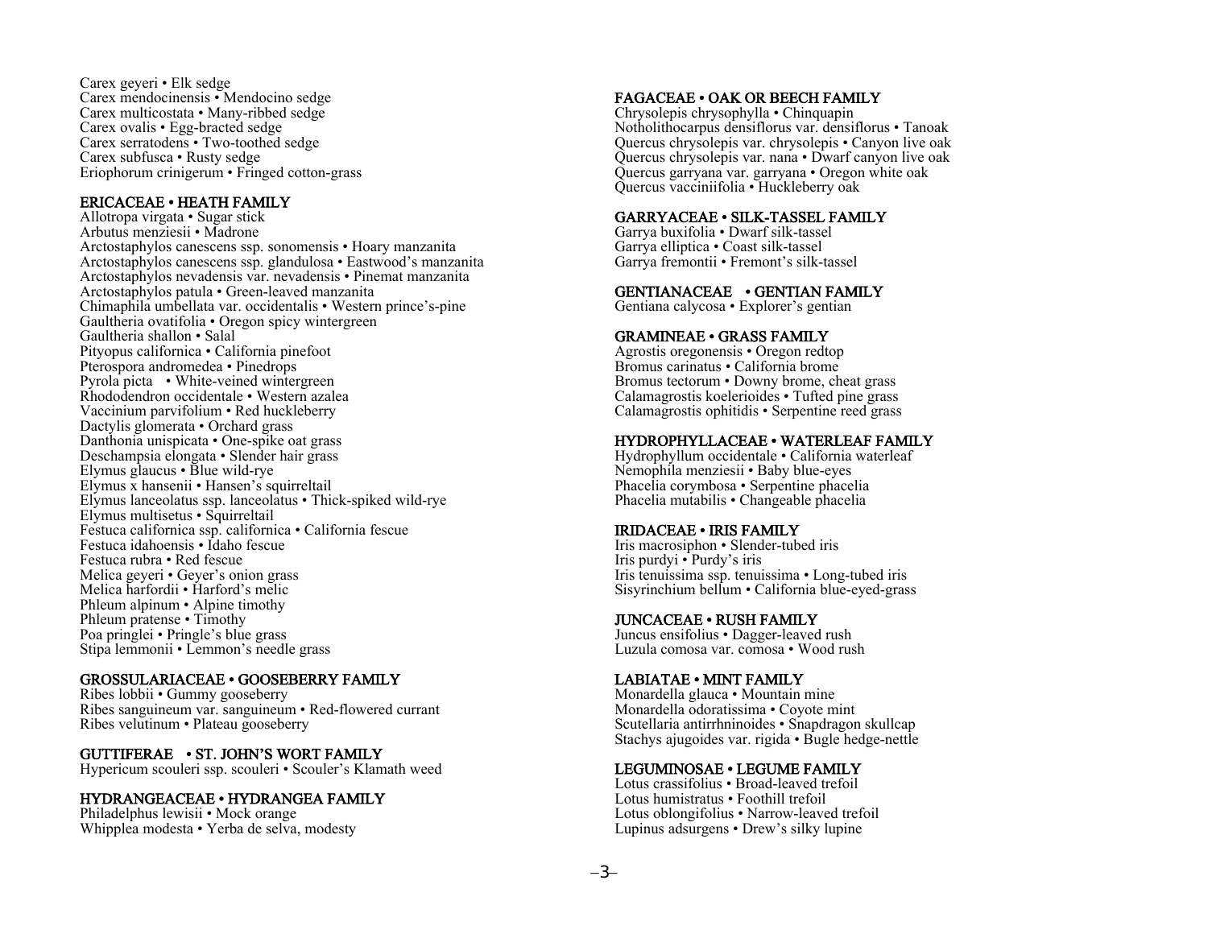Carex geyeri • Elk sedge
Carex mendocinensis • Mendocino sedge
Carex multicostata • Many-ribbed sedge
Carex ovalis • Egg-bracted sedge
Carex serratodens • Two-toothed sedge
Carex subfusca • Rusty sedge
Eriophorum crinigerum • Fringed cotton-grass

## ERICACEAE • HEATH FAMILY

Allotropa virgata • Sugar stick
Arbutus menziesii • Madrone
Arctostaphylos canescens ssp. sonomensis • Hoary manzanita
Arctostaphylos canescens ssp. glandulosa • Eastwood's manzanita
Arctostaphylos nevadensis var. nevadensis • Pinemat manzanita
Arctostaphylos patula • Green-leaved manzanita
Chimaphila umbellata var. occidentalis • Western prince's-pine
Gaultheria ovatifolia • Oregon spicy wintergreen
Gaultheria shallon • Salal
Pityopus californica • California pinefoot
Pterospora andromedea • Pinedrops
Pyrola picta • White-veined wintergreen
Rhododendron occidentale • Western azalea
Vaccinium parvifolium • Red huckleberry
Dactylis glomerata • Orchard grass
Danthonia unispicata • One-spike oat grass
Deschampsia elongata • Slender hair grass
Elymus glaucus • Blue wild-rye
Elymus x hansenii • Hansen's squirreltail
Elymus lanceolatus ssp. lanceolatus • Thick-spiked wild-rye
Elymus multisetus • Squirreltail
Festuca californica ssp. californica • California fescue
Festuca idahoensis • Idaho fescue
Festuca rubra • Red fescue
Melica geyeri • Geyer's onion grass
Melica harfordii • Harford's melic
Phleum alpinum • Alpine timothy
Phleum pratense • Timothy
Poa pringlei • Pringle's blue grass
Stipa lemmonii • Lemmon's needle grass

## GROSSULARIACEAE • GOOSEBERRY FAMILY

Ribes lobbii • Gummy gooseberry
Ribes sanguineum var. sanguineum • Red-flowered currant
Ribes velutinum • Plateau gooseberry

## GUTTIFERAE • ST. JOHN'S WORT FAMILY

Hypericum scouleri ssp. scouleri • Scouler's Klamath weed

## HYDRANGEACEAE • HYDRANGEA FAMILY

Philadelphus lewisii • Mock orange
Whipplea modesta • Yerba de selva, modesty

## FAGACEAE • OAK OR BEECH FAMILY

Chrysolepis chrysophylla • Chinquapin
Notholithocarpus densiflorus var. densiflorus • Tanoak
Quercus chrysolepis var. chrysolepis • Canyon live oak
Quercus chrysolepis var. nana • Dwarf canyon live oak
Quercus garryana var. garryana • Oregon white oak
Quercus vacciniifolia • Huckleberry oak

## GARRYACEAE • SILK-TASSEL FAMILY

Garrya buxifolia • Dwarf silk-tassel
Garrya elliptica • Coast silk-tassel
Garrya fremontii • Fremont's silk-tassel

## GENTIANACEAE • GENTIAN FAMILY

Gentiana calycosa • Explorer's gentian

## GRAMINEAE • GRASS FAMILY

Agrostis oregonensis • Oregon redtop
Bromus carinatus • California brome
Bromus tectorum • Downy brome, cheat grass
Calamagrostis koelerioides • Tufted pine grass
Calamagrostis ophitidis • Serpentine reed grass

## HYDROPHYLLACEAE • WATERLEAF FAMILY

Hydrophyllum occidentale • California waterleaf
Nemophila menziesii • Baby blue-eyes
Phacelia corymbosa • Serpentine phacelia
Phacelia mutabilis • Changeable phacelia

## IRIDACEAE • IRIS FAMILY

Iris macrosiphon • Slender-tubed iris
Iris purdyi • Purdy's iris
Iris tenuissima ssp. tenuissima • Long-tubed iris
Sisyrinchium bellum • California blue-eyed-grass

## JUNCACEAE • RUSH FAMILY

Juncus ensifolius • Dagger-leaved rush
Luzula comosa var. comosa • Wood rush

## LABIATAE • MINT FAMILY

Monardella glauca • Mountain mine
Monardella odoratissima • Coyote mint
Scutellaria antirrhninoides • Snapdragon skullcap
Stachys ajugoides var. rigida • Bugle hedge-nettle

## LEGUMINOSAE • LEGUME FAMILY

Lotus crassifolius • Broad-leaved trefoil
Lotus humistratus • Foothill trefoil
Lotus oblongifolius • Narrow-leaved trefoil
Lupinus adsurgens • Drew's silky lupine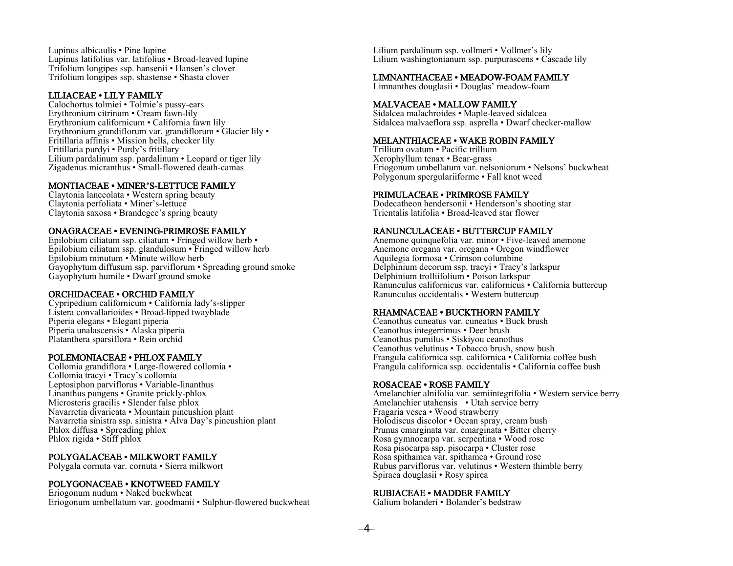Lupinus albicaulis • Pine lupine
Lupinus latifolius var. latifolius • Broad-leaved lupine
Trifolium longipes ssp. hansenii • Hansen's clover
Trifolium longipes ssp. shastense • Shasta clover

## LILIACEAE • LILY FAMILY

Calochortus tolmiei • Tolmie's pussy-ears
Erythronium citrinum • Cream fawn-lily
Erythronium californicum • California fawn lily
Erythronium grandiflorum var. grandiflorum • Glacier lily •
Fritillaria affinis • Mission bells, checker lily
Fritillaria purdyi • Purdy's fritillary
Lilium pardalinum ssp. pardalinum • Leopard or tiger lily
Zigadenus micranthus • Small-flowered death-camas

## MONTIACEAE • MINER'S-LETTUCE FAMILY

Claytonia lanceolata • Western spring beauty
Claytonia perfoliata • Miner's-lettuce
Claytonia saxosa • Brandegee's spring beauty

## ONAGRACEAE • EVENING-PRIMROSE FAMILY

Epilobium ciliatum ssp. ciliatum • Fringed willow herb •
Epilobium ciliatum ssp. glandulosum • Fringed willow herb
Epilobium minutum • Minute willow herb
Gayophytum diffusum ssp. parviflorum • Spreading ground smoke
Gayophytum humile • Dwarf ground smoke

## ORCHIDACEAE • ORCHID FAMILY

Cypripedium californicum • California lady's-slipper
Listera convallarioides • Broad-lipped twayblade
Piperia elegans • Elegant piperia
Piperia unalascensis • Alaska piperia
Platanthera sparsiflora • Rein orchid

## POLEMONIACEAE • PHLOX FAMILY

Collomia grandiflora • Large-flowered collomia •
Collomia tracyi • Tracy's collomia
Leptosiphon parviflorus • Variable-linanthus
Linanthus pungens • Granite prickly-phlox
Microsteris gracilis • Slender false phlox
Navarretia divaricata • Mountain pincushion plant
Navarretia sinistra ssp. sinistra • Alva Day's pincushion plant
Phlox diffusa • Spreading phlox
Phlox rigida • Stiff phlox

## POLYGALACEAE • MILKWORT FAMILY

Polygala cornuta var. cornuta • Sierra milkwort

## POLYGONACEAE • KNOTWEED FAMILY

Eriogonum nudum • Naked buckwheat
Eriogonum umbellatum var. goodmanii • Sulphur-flowered buckwheat

Lilium pardalinum ssp. vollmeri • Vollmer's lily
Lilium washingtonianum ssp. purpurascens • Cascade lily

## LIMNANTHACEAE • MEADOW-FOAM FAMILY

Limnanthes douglasii • Douglas' meadow-foam

## MALVACEAE • MALLOW FAMILY

Sidalcea malachroides • Maple-leaved sidalcea
Sidalcea malvaeflora ssp. asprella • Dwarf checker-mallow

## MELANTHIACEAE • WAKE ROBIN FAMILY

Trillium ovatum • Pacific trillium
Xerophyllum tenax • Bear-grass
Eriogonum umbellatum var. nelsoniorum • Nelsons' buckwheat
Polygonum spergulariiforme • Fall knot weed

## PRIMULACEAE • PRIMROSE FAMILY

Dodecatheon hendersonii • Henderson's shooting star
Trientalis latifolia • Broad-leaved star flower

## RANUNCULACEAE • BUTTERCUP FAMILY

Anemone quinquefolia var. minor • Five-leaved anemone
Anemone oregana var. oregana • Oregon windflower
Aquilegia formosa • Crimson columbine
Delphinium decorum ssp. tracyi • Tracy's larkspur
Delphinium trolliifolium • Poison larkspur
Ranunculus californicus var. californicus • California buttercup
Ranunculus occidentalis • Western buttercup

## RHAMNACEAE • BUCKTHORN FAMILY

Ceanothus cuneatus var. cuneatus • Buck brush
Ceanothus integerrimus • Deer brush
Ceanothus pumilus • Siskiyou ceanothus
Ceanothus velutinus • Tobacco brush, snow bush
Frangula californica ssp. californica • California coffee bush
Frangula californica ssp. occidentalis • California coffee bush

## ROSACEAE • ROSE FAMILY

Amelanchier alnifolia var. semiintegrifolia • Western service berry
Amelanchier utahensis • Utah service berry
Fragaria vesca • Wood strawberry
Holodiscus discolor • Ocean spray, cream bush
Prunus emarginata var. emarginata • Bitter cherry
Rosa gymnocarpa var. serpentina • Wood rose
Rosa pisocarpa ssp. pisocarpa • Cluster rose
Rosa spithamea var. spithamea • Ground rose
Rubus parviflorus var. velutinus • Western thimble berry
Spiraea douglasii • Rosy spirea

## RUBIACEAE • MADDER FAMILY

Galium bolanderi • Bolander's bedstraw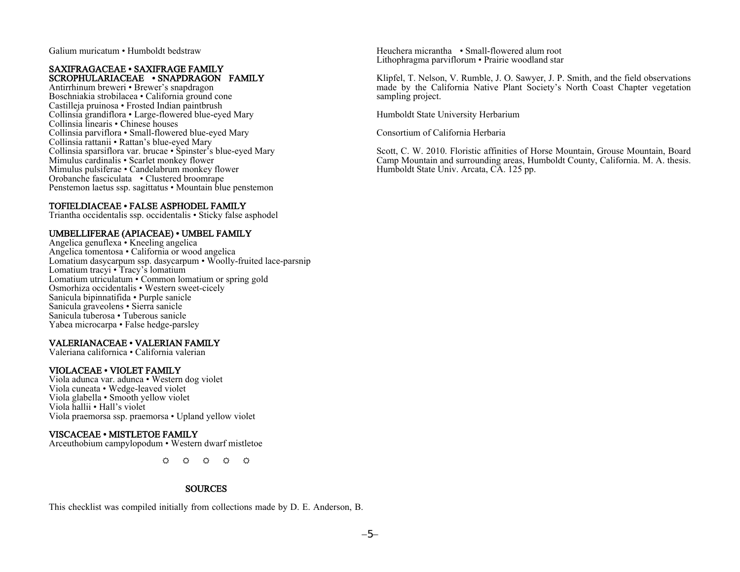Galium muricatum • Humboldt bedstraw

### SAXIFRAGACEAE • SAXIFRAGE FAMILY

### SCROPHULARIACEAE • SNAPDRAGON FAMILY

Antirrhinum breweri • Brewer's snapdragon
Boschniakia strobilacea • California ground cone
Castilleja pruinosa • Frosted Indian paintbrush
Collinsia grandiflora • Large-flowered blue-eyed Mary
Collinsia linearis • Chinese houses
Collinsia parviflora • Small-flowered blue-eyed Mary
Collinsia rattanii • Rattan's blue-eyed Mary
Collinsia sparsiflora var. brucae • Spinster's blue-eyed Mary
Mimulus cardinalis • Scarlet monkey flower
Mimulus pulsiferae • Candelabrum monkey flower
Orobanche fasciculata • Clustered broomrape
Penstemon laetus ssp. sagittatus • Mountain blue penstemon

### TOFIELDIACEAE • FALSE ASPHODEL FAMILY

Triantha occidentalis ssp. occidentalis • Sticky false asphodel

### UMBELLIFERAE (APIACEAE) • UMBEL FAMILY

Angelica genuflexa • Kneeling angelica
Angelica tomentosa • California or wood angelica
Lomatium dasycarpum ssp. dasycarpum • Woolly-fruited lace-parsnip
Lomatium tracyi • Tracy's lomatium
Lomatium utriculatum • Common lomatium or spring gold
Osmorhiza occidentalis • Western sweet-cicely
Sanicula bipinnatifida • Purple sanicle
Sanicula graveolens • Sierra sanicle
Sanicula tuberosa • Tuberous sanicle
Yabea microcarpa • False hedge-parsley

### VALERIANACEAE • VALERIAN FAMILY

Valeriana californica • California valerian

### VIOLACEAE • VIOLET FAMILY

Viola adunca var. adunca • Western dog violet
Viola cuneata • Wedge-leaved violet
Viola glabella • Smooth yellow violet
Viola hallii • Hall's violet
Viola praemorsa ssp. praemorsa • Upland yellow violet

### VISCACEAE • MISTLETOE FAMILY

Arceuthobium campylopodum • Western dwarf mistletoe

☼ ☼ ☼ ☼ ☼

## SOURCES

This checklist was compiled initially from collections made by D. E. Anderson, B.

Heuchera micrantha • Small-flowered alum root
Lithophragma parviflorum • Prairie woodland star

Klipfel, T. Nelson, V. Rumble, J. O. Sawyer, J. P. Smith, and the field observations made by the California Native Plant Society's North Coast Chapter vegetation sampling project.

Humboldt State University Herbarium

Consortium of California Herbaria

Scott, C. W. 2010. Floristic affinities of Horse Mountain, Grouse Mountain, Board Camp Mountain and surrounding areas, Humboldt County, California. M. A. thesis. Humboldt State Univ. Arcata, CA. 125 pp.